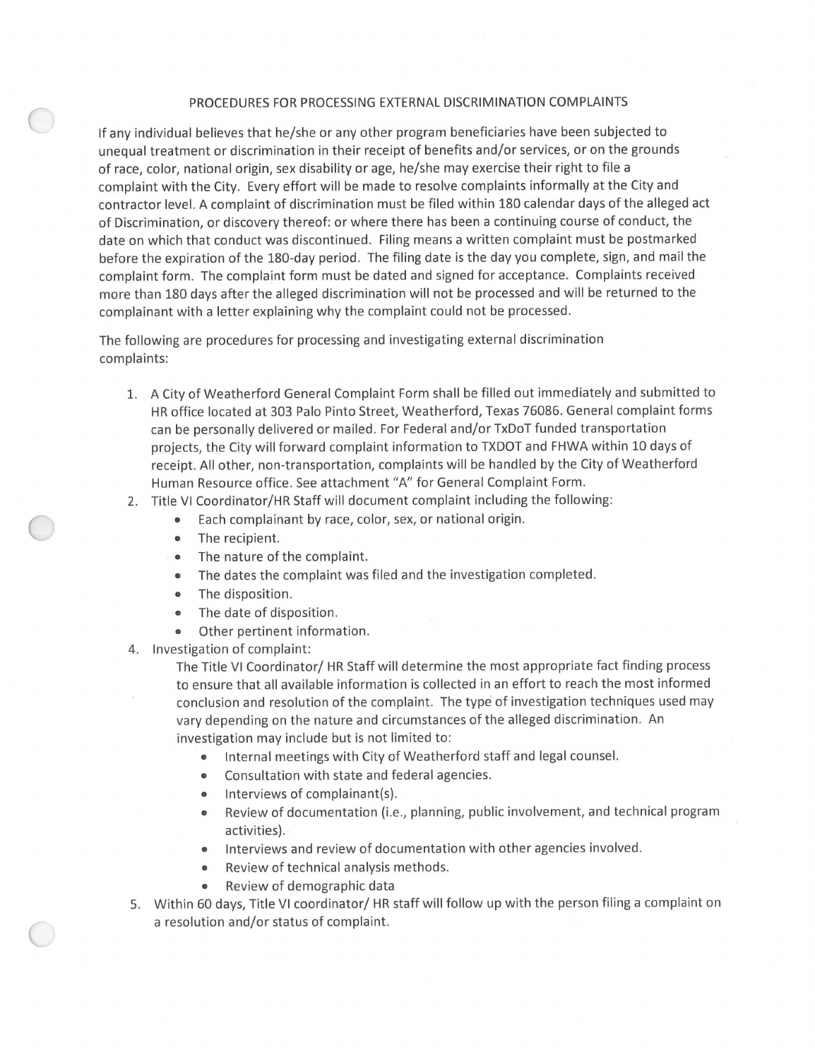# PROCEDURES FOR PROCESSING EXTERNAL DISCRIMINATION COMPLAINTS

If any individual believes that he/she or any other program beneficiaries have been subjected to unequal treatment or discrimination in their receipt of benefits and/or services, or on the grounds of race, color, national origin, sex disability or age, he/she may exercise their right to file a complaint with the City. Every effort will be made to resolve complaints informally at the City and contractor level. A complaint of discrimination must be filed within 180 calendar days of the alleged act of Discrimination, or discovery thereof: or where there has been a continuing course of conduct, the date on which that conduct was discontinued. Filing means a written complaint must be postmarked before the expiration of the 180-day period. The filing date is the day you complete, sign, and mail the complaint form. The complaint form must be dated and signed for acceptance. Complaints received more than 180 days after the alleged discrimination will not be processed and will be returned to the complainant with a letter explaining why the complaint could not be processed.

The following are procedures for processing and investigating external discrimination complaints:

1. A City of Weatherford General Complaint Form shall be filled out immediately and submitted to HR office located at 303 Palo Pinto Street, Weatherford, Texas 76086. General complaint forms can be personally delivered or mailed. For Federal and/or TxDoT funded transportation projects, the City will forward complaint information to TXDOT and FHWA within 10 days of receipt. All other, non-transportation, complaints will be handled by the City of Weatherford Human Resource office. See attachment "A" for General Complaint Form.
2. Title VI Coordinator/HR Staff will document complaint including the following:
   - Each complainant by race, color, sex, or national origin.
   - The recipient.
   - The nature of the complaint.
   - The dates the complaint was filed and the investigation completed.
   - The disposition.
   - The date of disposition.
   - Other pertinent information.
4. Investigation of complaint:

   The Title VI Coordinator/ HR Staff will determine the most appropriate fact finding process to ensure that all available information is collected in an effort to reach the most informed conclusion and resolution of the complaint. The type of investigation techniques used may vary depending on the nature and circumstances of the alleged discrimination. An investigation may include but is not limited to:
   - Internal meetings with City of Weatherford staff and legal counsel.
   - Consultation with state and federal agencies.
   - Interviews of complainant(s).
   - Review of documentation (i.e., planning, public involvement, and technical program activities).
   - Interviews and review of documentation with other agencies involved.
   - Review of technical analysis methods.
   - Review of demographic data
5. Within 60 days, Title VI coordinator/ HR staff will follow up with the person filing a complaint on a resolution and/or status of complaint.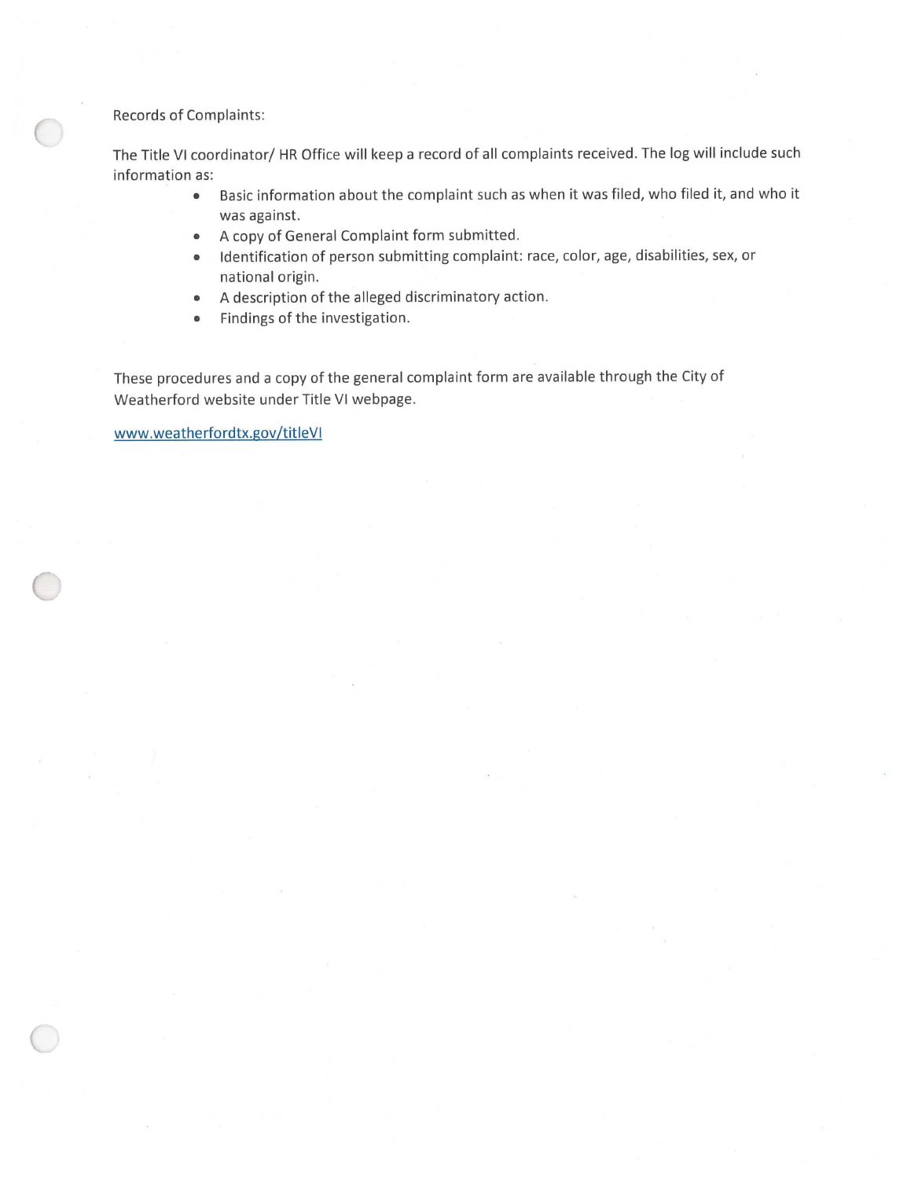Records of Complaints:

The Title VI coordinator/ HR Office will keep a record of all complaints received. The log will include such information as:

- Basic information about the complaint such as when it was filed, who filed it, and who it was against.
- A copy of General Complaint form submitted.
- Identification of person submitting complaint: race, color, age, disabilities, sex, or national origin.
- A description of the alleged discriminatory action.
- Findings of the investigation.

These procedures and a copy of the general complaint form are available through the City of Weatherford website under Title VI webpage.

www.weatherfordtx.gov/titleVI